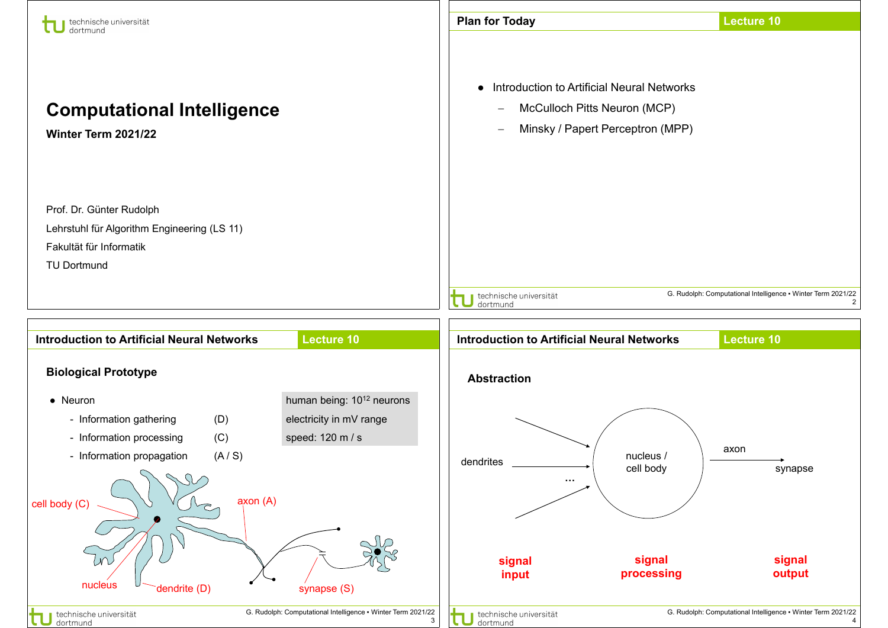# Computational Intelligence

**Winter Term 2021/22**

Prof. Dr. Günter Rudolph

Lehrstuhl für Algorithm Engineering (LS 11)

Fakultät für Informatik

TU Dortmund

## Plan for Today

- Introduction to Artificial Neural Networks
  - McCulloch Pitts Neuron (MCP)
  - Minsky / Papert Perceptron (MPP)

## Introduction to Artificial Neural Networks

### Biological Prototype

- Neuron
  - Information gathering (D)
  - Information processing (C)
  - Information propagation (A / S)

human being: $10^{12}$ neurons

electricity in mV range

speed: 120 m / s

cell body (C)

nucleus

dendrite (D)

axon (A)

synapse (S)

## Introduction to Artificial Neural Networks

### Abstraction

dendrites → nucleus / cell body → axon → synapse

signal input — signal processing — signal output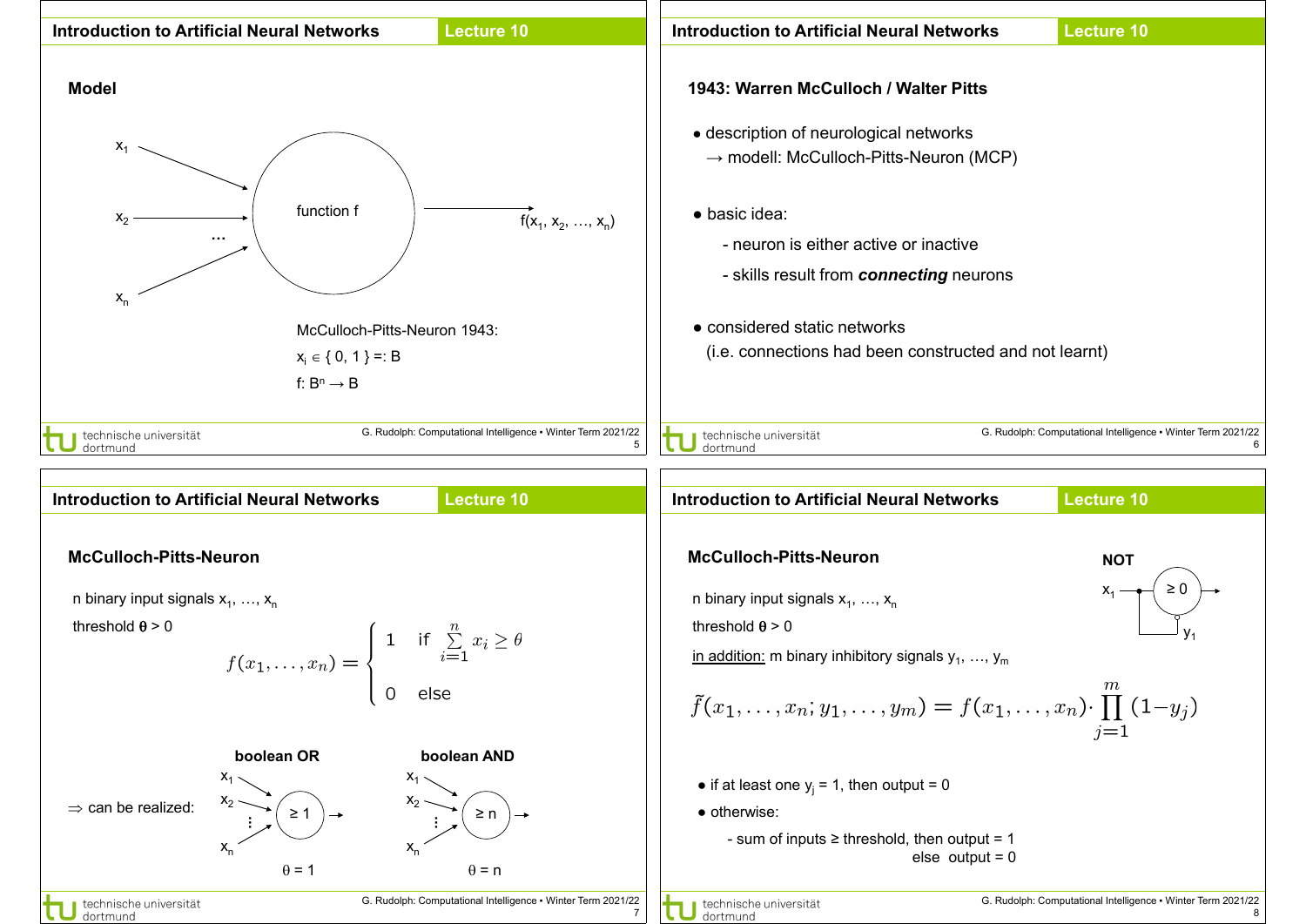## Model

$x_1$, $x_2$, …, $x_n$ → function f → $f(x_1, x_2, \ldots, x_n)$

McCulloch-Pitts-Neuron 1943:

$x_i \in \{ 0, 1 \} =: B$

$f: B^n \to B$

## 1943: Warren McCulloch / Walter Pitts

- description of neurological networks
  → modell: McCulloch-Pitts-Neuron (MCP)
- basic idea:
  - neuron is either active or inactive
  - skills result from ***connecting*** neurons
- considered static networks
  (i.e. connections had been constructed and not learnt)

## McCulloch-Pitts-Neuron

n binary input signals $x_1, \ldots, x_n$

threshold $\theta > 0$

$$f(x_1, \ldots, x_n) = \begin{cases} 1 & \text{if } \sum_{i=1}^{n} x_i \geq \theta \\ 0 & \text{else} \end{cases}$$

⇒ can be realized:

**boolean OR**: inputs $x_1, x_2, \ldots, x_n$ → $\geq 1$ →, $\theta = 1$

**boolean AND**: inputs $x_1, x_2, \ldots, x_n$ → $\geq n$ →, $\theta = n$

## McCulloch-Pitts-Neuron

n binary input signals $x_1, \ldots, x_n$

threshold $\theta > 0$

in addition: m binary inhibitory signals $y_1, \ldots, y_m$

**NOT**: $x_1$ → $\geq 0$ →, with $x_1$ fed back as inhibitory input $y_1$

$$\tilde{f}(x_1, \ldots, x_n; y_1, \ldots, y_m) = f(x_1, \ldots, x_n) \cdot \prod_{j=1}^{m} (1 - y_j)$$

- if at least one $y_j = 1$, then output = 0
- otherwise:
  - sum of inputs ≥ threshold, then output = 1
    else output = 0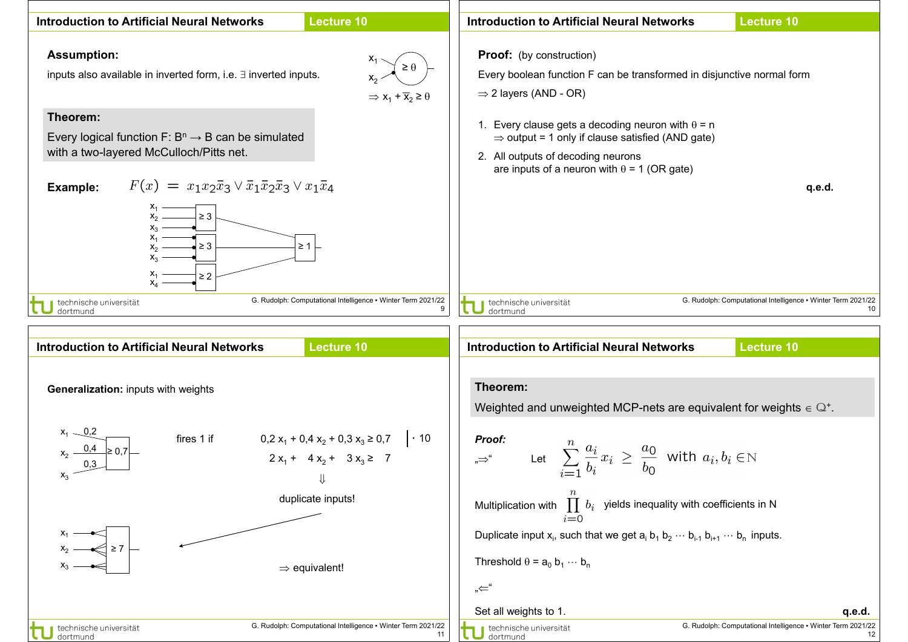## Introduction to Artificial Neural Networks — Lecture 10

**Assumption:**

inputs also available in inverted form, i.e. ∃ inverted inputs.

$\Rightarrow x_1 + \bar{x}_2 \geq \theta$

**Theorem:**

Every logical function F: $B^n \to B$ can be simulated with a two-layered McCulloch/Pitts net.

**Example:** $F(x) = x_1 x_2 \bar{x}_3 \vee \bar{x}_1 \bar{x}_2 \bar{x}_3 \vee x_1 \bar{x}_4$

## Introduction to Artificial Neural Networks — Lecture 10

**Proof:** (by construction)

Every boolean function F can be transformed in disjunctive normal form

$\Rightarrow$ 2 layers (AND - OR)

1. Every clause gets a decoding neuron with $\theta = n$
   $\Rightarrow$ output = 1 only if clause satisfied (AND gate)
2. All outputs of decoding neurons are inputs of a neuron with $\theta = 1$ (OR gate)

q.e.d.

## Introduction to Artificial Neural Networks — Lecture 10

**Generalization:** inputs with weights

fires 1 if $0{,}2\, x_1 + 0{,}4\, x_2 + 0{,}3\, x_3 \geq 0{,}7 \quad | \cdot 10$

$2\, x_1 + 4\, x_2 + 3\, x_3 \geq 7$

$\Downarrow$

duplicate inputs!

$\Rightarrow$ equivalent!

## Introduction to Artificial Neural Networks — Lecture 10

**Theorem:**

Weighted and unweighted MCP-nets are equivalent for weights $\in \mathbb{Q}^+$.

***Proof:***

„$\Rightarrow$" Let $\displaystyle\sum_{i=1}^{n} \frac{a_i}{b_i} x_i \geq \frac{a_0}{b_0}$ with $a_i, b_i \in \mathbb{N}$

Multiplication with $\displaystyle\prod_{i=0}^{n} b_i$ yields inequality with coefficients in N

Duplicate input $x_i$, such that we get $a_i\, b_1\, b_2 \cdots b_{i-1}\, b_{i+1} \cdots b_n$ inputs.

Threshold $\theta = a_0\, b_1 \cdots b_n$

„$\Leftarrow$"

Set all weights to 1.

q.e.d.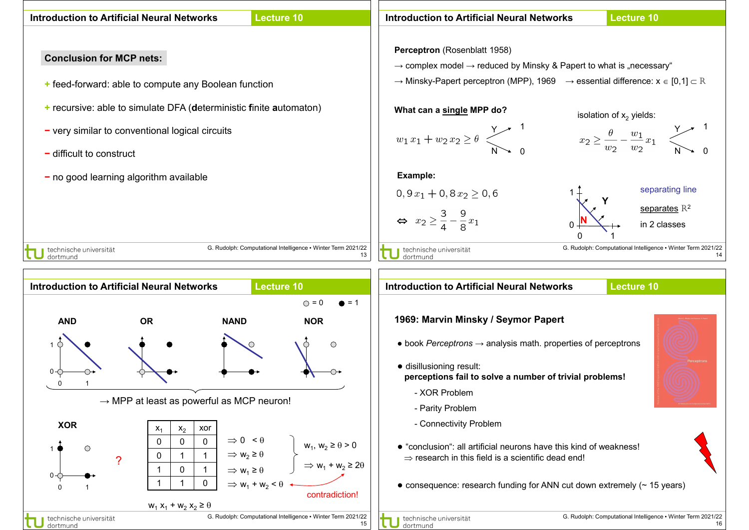## Conclusion for MCP nets:

+ feed-forward: able to compute any Boolean function

+ recursive: able to simulate DFA (**d**eterministic **f**inite **a**utomaton)

− very similar to conventional logical circuits

− difficult to construct

− no good learning algorithm available

---

**Perceptron** (Rosenblatt 1958)

→ complex model → reduced by Minsky & Papert to what is „necessary"

→ Minsky-Papert perceptron (MPP), 1969 → essential difference: $x \in [0,1] \subset \mathbb{R}$

**What can a single MPP do?**

$$w_1 x_1 + w_2 x_2 \geq \theta$$

Y → 1, N → 0

isolation of $x_2$ yields:

$$x_2 \geq \frac{\theta}{w_2} - \frac{w_1}{w_2} x_1$$

Y → 1, N → 0

**Example:**

$$0,9\, x_1 + 0,8\, x_2 \geq 0,6$$

$$\Leftrightarrow \quad x_2 \geq \frac{3}{4} - \frac{9}{8} x_1$$

separating line separates $\mathbb{R}^2$ in 2 classes

---

○ = 0 ● = 1

AND OR NAND NOR

→ MPP at least as powerful as MCP neuron!

**XOR**

| $x_1$ | $x_2$ | xor |
|---|---|---|
| 0 | 0 | 0 |
| 0 | 1 | 1 |
| 1 | 0 | 1 |
| 1 | 1 | 0 |

$\Rightarrow 0 < \theta$

$\Rightarrow w_2 \geq \theta$

$\Rightarrow w_1 \geq \theta$

$\Rightarrow w_1 + w_2 < \theta$

$w_1, w_2 \geq \theta > 0$

$\Rightarrow w_1 + w_2 \geq 2\theta$

contradiction!

$w_1 x_1 + w_2 x_2 \geq \theta$

---

**1969: Marvin Minsky / Seymor Papert**

- book *Perceptrons* → analysis math. properties of perceptrons
- disillusioning result:
  **perceptions fail to solve a number of trivial problems!**
  - XOR Problem
  - Parity Problem
  - Connectivity Problem
- "conclusion": all artificial neurons have this kind of weakness!
  ⇒ research in this field is a scientific dead end!
- consequence: research funding for ANN cut down extremely (~ 15 years)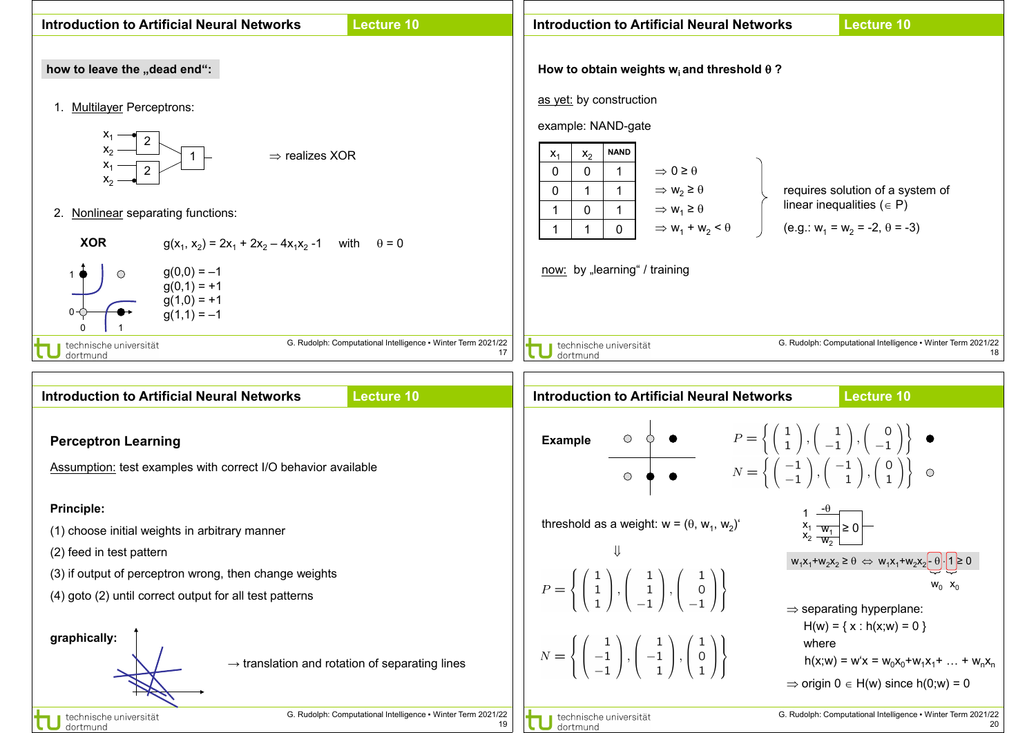## how to leave the „dead end":

1. Multilayer Perceptrons:

$\Rightarrow$ realizes XOR

2. Nonlinear separating functions:

**XOR** $\quad g(x_1, x_2) = 2x_1 + 2x_2 - 4x_1x_2 - 1 \quad$ with $\quad \theta = 0$

$g(0,0) = -1$
$g(0,1) = +1$
$g(1,0) = +1$
$g(1,1) = -1$

## How to obtain weights $w_i$ and threshold $\theta$ ?

as yet: by construction

example: NAND-gate

| $x_1$ | $x_2$ | NAND | |
|---|---|---|---|
| 0 | 0 | 1 | $\Rightarrow 0 \geq \theta$ |
| 0 | 1 | 1 | $\Rightarrow w_2 \geq \theta$ |
| 1 | 0 | 1 | $\Rightarrow w_1 \geq \theta$ |
| 1 | 1 | 0 | $\Rightarrow w_1 + w_2 < \theta$ |

requires solution of a system of linear inequalities ($\in$ P)

(e.g.: $w_1 = w_2 = -2$, $\theta = -3$)

now: by „learning" / training

## Perceptron Learning

Assumption: test examples with correct I/O behavior available

**Principle:**

(1) choose initial weights in arbitrary manner

(2) feed in test pattern

(3) if output of perceptron wrong, then change weights

(4) goto (2) until correct output for all test patterns

**graphically:**

$\rightarrow$ translation and rotation of separating lines

## Example

$$P = \left\{ \begin{pmatrix} 1 \\ 1 \end{pmatrix}, \begin{pmatrix} 1 \\ -1 \end{pmatrix}, \begin{pmatrix} 0 \\ -1 \end{pmatrix} \right\}$$

$$N = \left\{ \begin{pmatrix} -1 \\ -1 \end{pmatrix}, \begin{pmatrix} -1 \\ 1 \end{pmatrix}, \begin{pmatrix} 0 \\ 1 \end{pmatrix} \right\}$$

threshold as a weight: $w = (\theta, w_1, w_2)'$

$\Downarrow$

$$P = \left\{ \begin{pmatrix} 1 \\ 1 \\ 1 \end{pmatrix}, \begin{pmatrix} 1 \\ 1 \\ -1 \end{pmatrix}, \begin{pmatrix} 1 \\ 0 \\ -1 \end{pmatrix} \right\}$$

$$N = \left\{ \begin{pmatrix} 1 \\ -1 \\ -1 \end{pmatrix}, \begin{pmatrix} 1 \\ -1 \\ 1 \end{pmatrix}, \begin{pmatrix} 1 \\ 0 \\ 1 \end{pmatrix} \right\}$$

$w_1x_1 + w_2x_2 \geq \theta \Leftrightarrow w_1x_1 + w_2x_2 - \theta \cdot 1 \geq 0$ (with $w_0 = -\theta$, $x_0 = 1$)

$\Rightarrow$ separating hyperplane:

$H(w) = \{ x : h(x;w) = 0 \}$

where

$h(x;w) = w'x = w_0x_0 + w_1x_1 + \ldots + w_nx_n$

$\Rightarrow$ origin $0 \in H(w)$ since $h(0;w) = 0$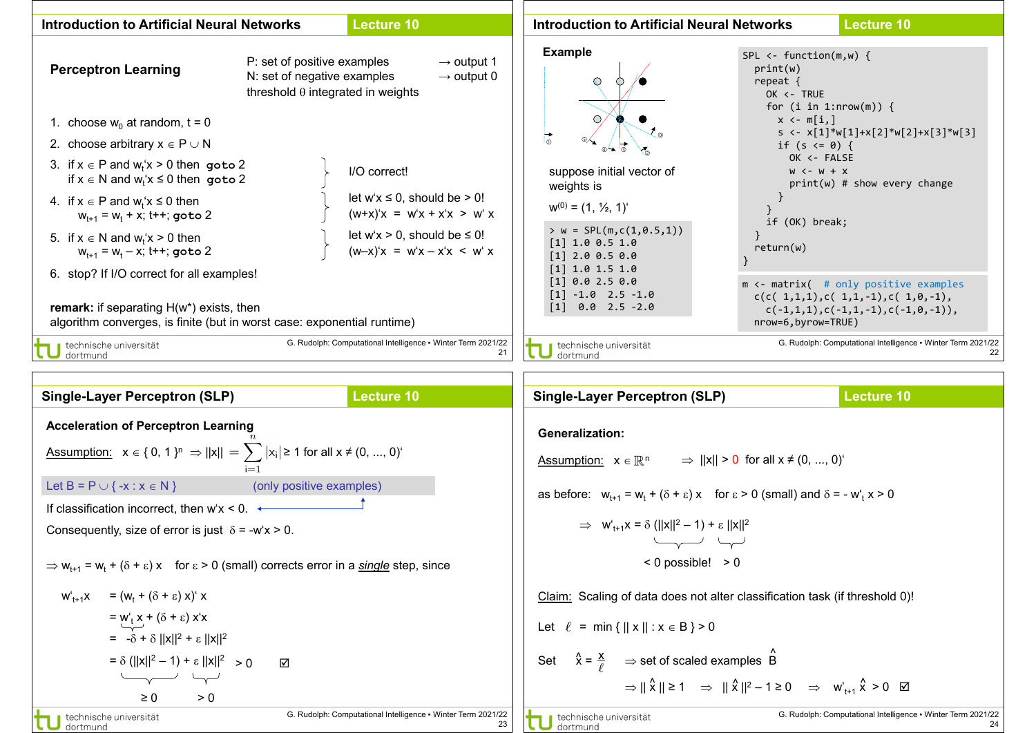## Introduction to Artificial Neural Networks — Lecture 10

### Perceptron Learning

P: set of positive examples → output 1
N: set of negative examples → output 0
threshold $\theta$ integrated in weights

1. choose $w_0$ at random, t = 0
2. choose arbitrary $x \in P \cup N$
3. if $x \in P$ and $w_t'x > 0$ then **goto** 2
   if $x \in N$ and $w_t'x \le 0$ then **goto** 2
   — I/O correct!
4. if $x \in P$ and $w_t'x \le 0$ then
   $w_{t+1} = w_t + x$; t++; **goto** 2
   — let $w'x \le 0$, should be > 0! $(w+x)'x = w'x + x'x > w'x$
5. if $x \in N$ and $w_t'x > 0$ then
   $w_{t+1} = w_t - x$; t++; **goto** 2
   — let $w'x > 0$, should be ≤ 0! $(w-x)'x = w'x - x'x < w'x$
6. stop? If I/O correct for all examples!

**remark:** if separating $H(w^*)$ exists, then algorithm converges, is finite (but in worst case: exponential runtime)

## Introduction to Artificial Neural Networks — Lecture 10

### Example

suppose initial vector of weights is

$w^{(0)} = (1, ½, 1)'$

```
> w = SPL(m,c(1,0.5,1))
[1] 1.0 0.5 1.0
[1] 2.0 0.5 0.0
[1] 1.0 1.5 1.0
[1] 0.0 2.5 0.0
[1] -1.0  2.5 -1.0
[1]  0.0  2.5 -2.0
```

```
SPL <- function(m,w) {
  print(w)
  repeat {
    OK <- TRUE
    for (i in 1:nrow(m)) {
      x <- m[i,]
      s <- x[1]*w[1]+x[2]*w[2]+x[3]*w[3]
      if (s <= 0) {
        OK <- FALSE
        w <- w + x
        print(w) # show every change
      }
    }
    if (OK) break;
  }
  return(w)
}
```

```
m <- matrix(  # only positive examples
  c(c( 1,1,1),c( 1,1,-1),c( 1,0,-1),
    c(-1,1,1),c(-1,1,-1),c(-1,0,-1)),
  nrow=6,byrow=TRUE)
```

## Single-Layer Perceptron (SLP) — Lecture 10

### Acceleration of Perceptron Learning

Assumption: $x \in \{0, 1\}^n \Rightarrow ||x|| = \sum_{i=1}^{n} |x_i| \ge 1$ for all $x \ne (0, ..., 0)'$

Let $B = P \cup \{-x : x \in N\}$ (only positive examples)

If classification incorrect, then $w'x < 0$.

Consequently, size of error is just $\delta = -w'x > 0$.

$\Rightarrow w_{t+1} = w_t + (\delta + \varepsilon)\, x$ for $\varepsilon > 0$ (small) corrects error in a *single* step, since

$$w'_{t+1}x = (w_t + (\delta + \varepsilon)\, x)'\, x$$
$$= w'_t x + (\delta + \varepsilon)\, x'x$$
$$= -\delta + \delta\, ||x||^2 + \varepsilon\, ||x||^2$$
$$= \underbrace{\delta\, (||x||^2 - 1)}_{\ge 0} + \underbrace{\varepsilon\, ||x||^2}_{> 0} > 0 \quad ☑$$

## Single-Layer Perceptron (SLP) — Lecture 10

### Generalization:

Assumption: $x \in \mathbb{R}^n \Rightarrow ||x|| > 0$ for all $x \ne (0, ..., 0)'$

as before: $w_{t+1} = w_t + (\delta + \varepsilon)\, x$ for $\varepsilon > 0$ (small) and $\delta = -w'_t x > 0$

$$\Rightarrow w'_{t+1}x = \underbrace{\delta\, (||x||^2 - 1)}_{<0 \text{ possible!}} + \underbrace{\varepsilon\, ||x||^2}_{>0}$$

Claim: Scaling of data does not alter classification task (if threshold 0)!

Let $\ell = \min \{ ||x|| : x \in B \} > 0$

Set $\hat{x} = \frac{x}{\ell}$ $\Rightarrow$ set of scaled examples $\hat{B}$

$\Rightarrow ||\hat{x}|| \ge 1 \Rightarrow ||\hat{x}||^2 - 1 \ge 0 \Rightarrow w'_{t+1}\hat{x} > 0$ ☑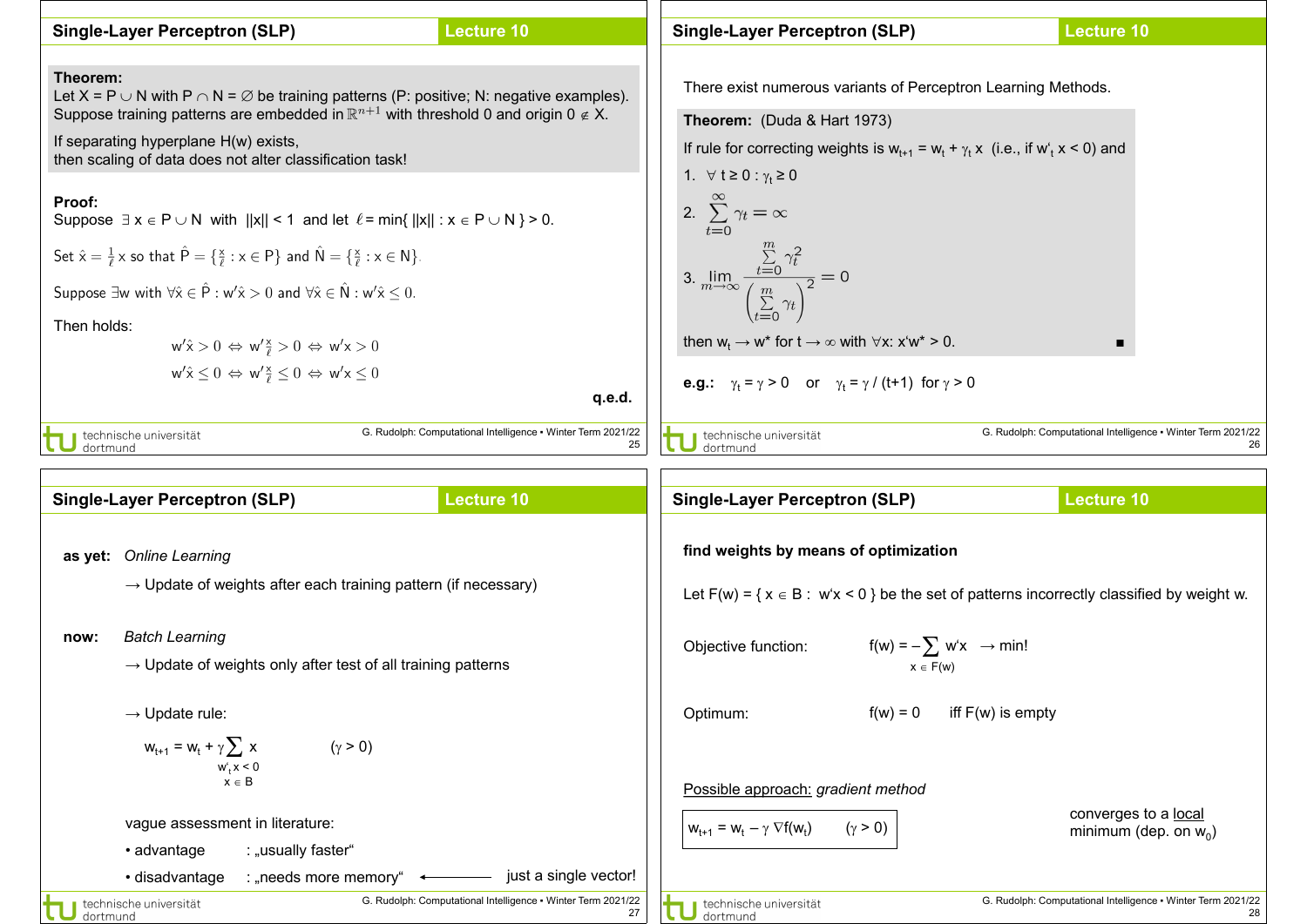## Single-Layer Perceptron (SLP)

**Theorem:**
Let $X = P \cup N$ with $P \cap N = \emptyset$ be training patterns (P: positive; N: negative examples).
Suppose training patterns are embedded in $\mathbb{R}^{n+1}$ with threshold 0 and origin $0 \notin X$.

If separating hyperplane H(w) exists,
then scaling of data does not alter classification task!

**Proof:**
Suppose $\exists\, x \in P \cup N$ with $||x|| < 1$ and let $\ell = \min\{\, ||x|| : x \in P \cup N \,\} > 0$.

Set $\hat{x} = \frac{1}{\ell} x$ so that $\hat{P} = \{\frac{x}{\ell} : x \in P\}$ and $\hat{N} = \{\frac{x}{\ell} : x \in N\}$.

Suppose $\exists w$ with $\forall \hat{x} \in \hat{P} : w'\hat{x} > 0$ and $\forall \hat{x} \in \hat{N} : w'\hat{x} \leq 0$.

Then holds:

$$w'\hat{x} > 0 \Leftrightarrow w'\tfrac{x}{\ell} > 0 \Leftrightarrow w'x > 0$$

$$w'\hat{x} \leq 0 \Leftrightarrow w'\tfrac{x}{\ell} \leq 0 \Leftrightarrow w'x \leq 0$$

**q.e.d.**

## Single-Layer Perceptron (SLP)

There exist numerous variants of Perceptron Learning Methods.

**Theorem:** (Duda & Hart 1973)

If rule for correcting weights is $w_{t+1} = w_t + \gamma_t\, x$ (i.e., if $w'_t\, x < 0$) and

1. $\forall\, t \geq 0 : \gamma_t \geq 0$
2. $\displaystyle\sum_{t=0}^{\infty} \gamma_t = \infty$
3. $\displaystyle\lim_{m\to\infty} \frac{\sum_{t=0}^{m} \gamma_t^2}{\left(\sum_{t=0}^{m} \gamma_t\right)^2} = 0$

then $w_t \to w^*$ for $t \to \infty$ with $\forall x: x'w^* > 0$. ■

**e.g.:** $\gamma_t = \gamma > 0$ or $\gamma_t = \gamma / (t+1)$ for $\gamma > 0$

## Single-Layer Perceptron (SLP)

**as yet:** *Online Learning*

→ Update of weights after each training pattern (if necessary)

**now:** *Batch Learning*

→ Update of weights only after test of all training patterns

→ Update rule:

$$w_{t+1} = w_t + \gamma \sum_{\substack{w'_t x < 0 \\ x \in B}} x \qquad (\gamma > 0)$$

vague assessment in literature:

- advantage : „usually faster"
- disadvantage : „needs more memory" ← just a single vector!

## Single-Layer Perceptron (SLP)

**find weights by means of optimization**

Let $F(w) = \{\, x \in B : w'x < 0 \,\}$ be the set of patterns incorrectly classified by weight w.

Objective function: $\displaystyle f(w) = -\sum_{x \in F(w)} w'x \ \to \min!$

Optimum: $f(w) = 0$ iff F(w) is empty

<u>Possible approach:</u> *gradient method*

$$w_{t+1} = w_t - \gamma\, \nabla f(w_t) \qquad (\gamma > 0)$$

converges to a <u>local</u> minimum (dep. on $w_0$)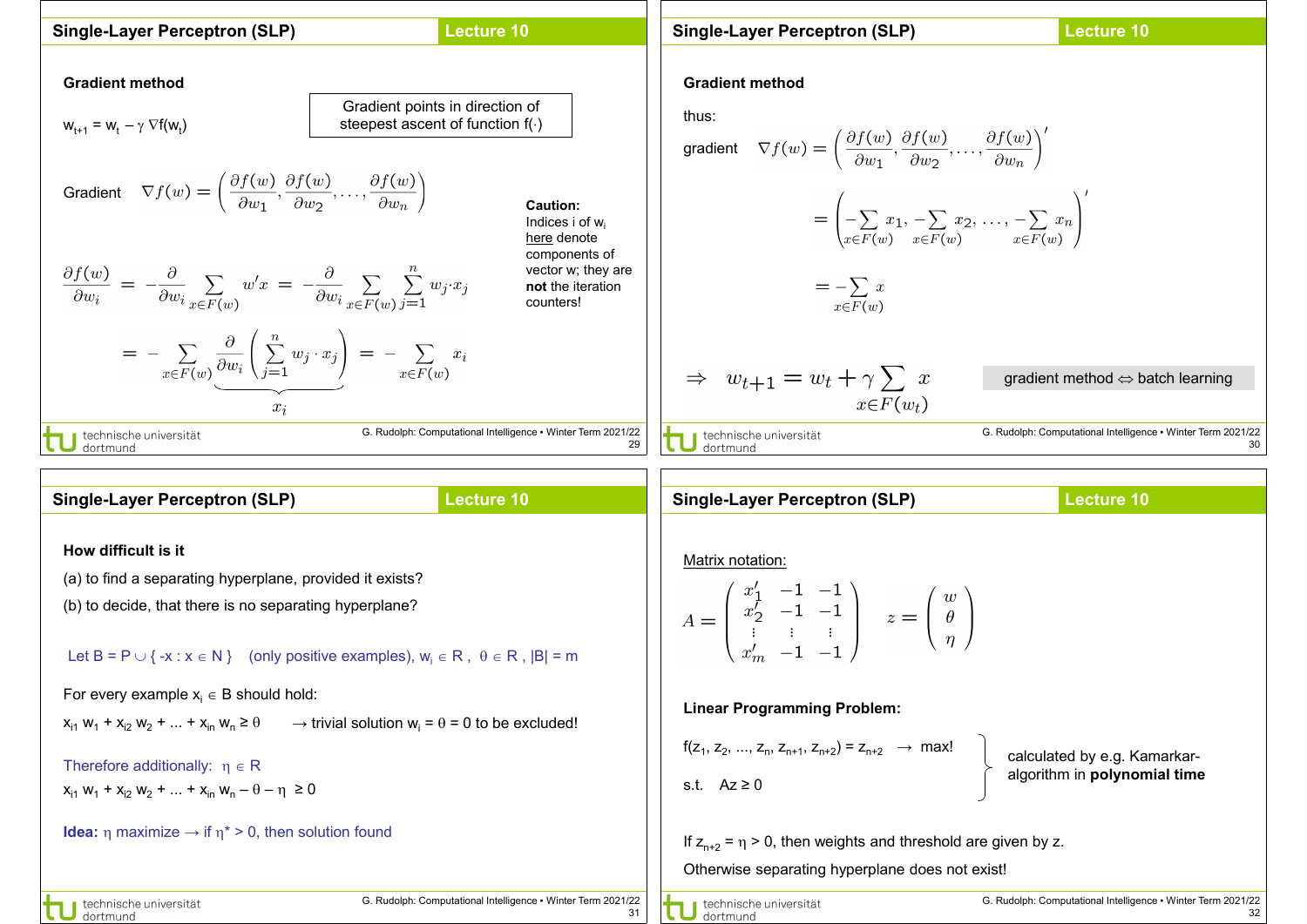## Single-Layer Perceptron (SLP) — Lecture 10

### Gradient method

$w_{t+1} = w_t - \gamma \nabla f(w_t)$

Gradient points in direction of steepest ascent of function f(·)

Gradient $\nabla f(w) = \left( \frac{\partial f(w)}{\partial w_1}, \frac{\partial f(w)}{\partial w_2}, \ldots, \frac{\partial f(w)}{\partial w_n} \right)$

$$\frac{\partial f(w)}{\partial w_i} = -\frac{\partial}{\partial w_i} \sum_{x \in F(w)} w'x = -\frac{\partial}{\partial w_i} \sum_{x \in F(w)} \sum_{j=1}^{n} w_j \cdot x_j$$

$$= - \sum_{x \in F(w)} \underbrace{\frac{\partial}{\partial w_i} \left( \sum_{j=1}^{n} w_j \cdot x_j \right)}_{x_i} = - \sum_{x \in F(w)} x_i$$

**Caution:** Indices i of $w_i$ here denote components of vector w; they are **not** the iteration counters!

## Single-Layer Perceptron (SLP) — Lecture 10

### Gradient method

thus:

gradient $\nabla f(w) = \left( \frac{\partial f(w)}{\partial w_1}, \frac{\partial f(w)}{\partial w_2}, \ldots, \frac{\partial f(w)}{\partial w_n} \right)'$

$$= \left( -\sum_{x \in F(w)} x_1, -\sum_{x \in F(w)} x_2, \ldots, -\sum_{x \in F(w)} x_n \right)'$$

$$= -\sum_{x \in F(w)} x$$

$$\Rightarrow \quad w_{t+1} = w_t + \gamma \sum_{x \in F(w_t)} x$$

gradient method ⇔ batch learning

## Single-Layer Perceptron (SLP) — Lecture 10

**How difficult is it**

(a) to find a separating hyperplane, provided it exists?

(b) to decide, that there is no separating hyperplane?

Let $B = P \cup \{ -x : x \in N \}$ (only positive examples), $w_i \in \mathbb{R}$, $\theta \in \mathbb{R}$, $|B| = m$

For every example $x_i \in B$ should hold:

$x_{i1} w_1 + x_{i2} w_2 + \ldots + x_{in} w_n \geq \theta$ → trivial solution $w_i = \theta = 0$ to be excluded!

Therefore additionally: $\eta \in \mathbb{R}$

$x_{i1} w_1 + x_{i2} w_2 + \ldots + x_{in} w_n - \theta - \eta \geq 0$

**Idea:** $\eta$ maximize → if $\eta^* > 0$, then solution found

## Single-Layer Perceptron (SLP) — Lecture 10

Matrix notation:

$$A = \begin{pmatrix} x_1' & -1 & -1 \\ x_2' & -1 & -1 \\ \vdots & \vdots & \vdots \\ x_m' & -1 & -1 \end{pmatrix} \qquad z = \begin{pmatrix} w \\ \theta \\ \eta \end{pmatrix}$$

**Linear Programming Problem:**

$f(z_1, z_2, \ldots, z_n, z_{n+1}, z_{n+2}) = z_{n+2}$ → max!

s.t. $Az \geq 0$

calculated by e.g. Kamarkar-algorithm in **polynomial time**

If $z_{n+2} = \eta > 0$, then weights and threshold are given by z.

Otherwise separating hyperplane does not exist!